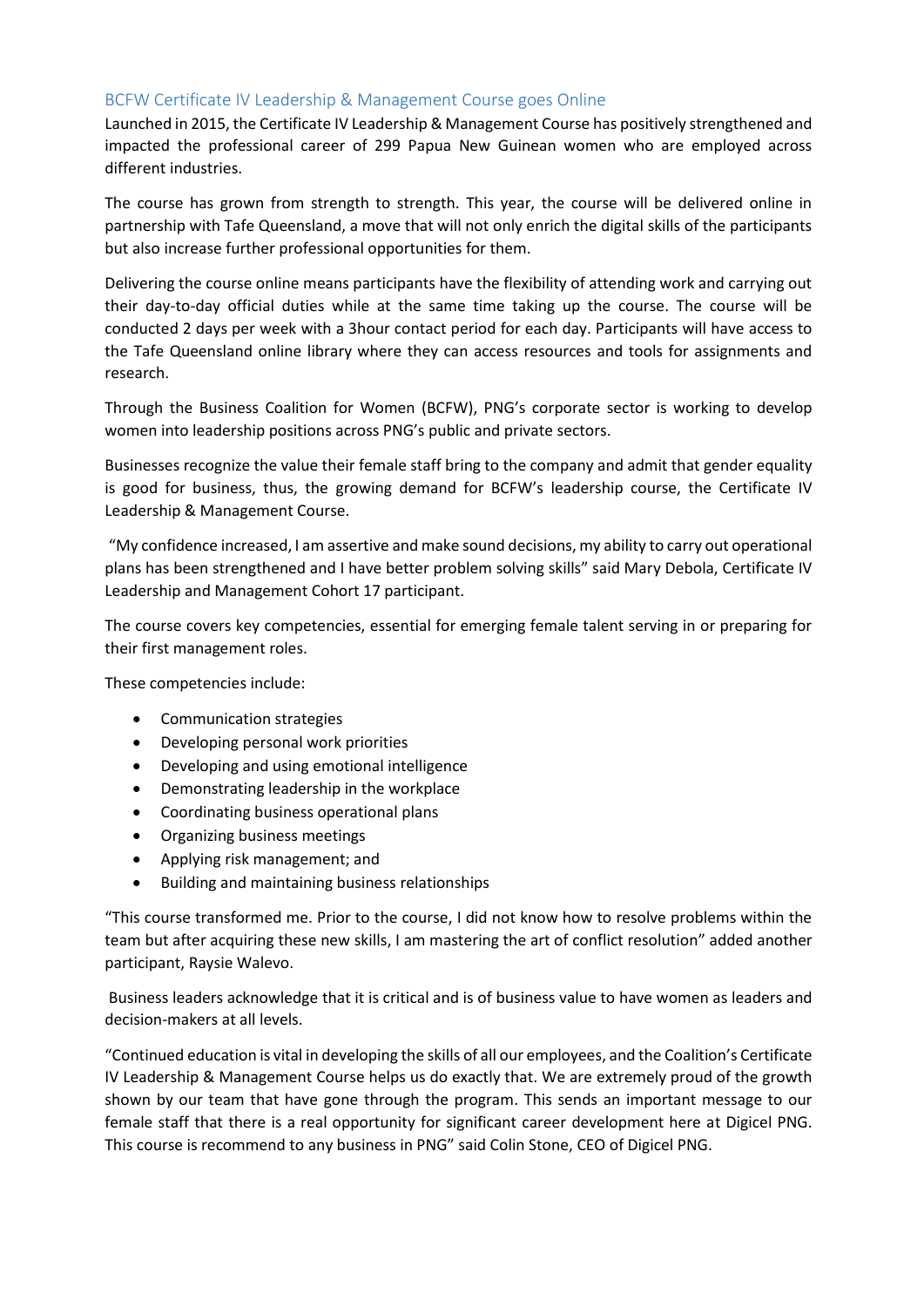## BCFW Certificate IV Leadership & Management Course goes Online

Launched in 2015, the Certificate IV Leadership & Management Course has positively strengthened and impacted the professional career of 299 Papua New Guinean women who are employed across different industries.

The course has grown from strength to strength. This year, the course will be delivered online in partnership with Tafe Queensland, a move that will not only enrich the digital skills of the participants but also increase further professional opportunities for them.

Delivering the course online means participants have the flexibility of attending work and carrying out their day-to-day official duties while at the same time taking up the course. The course will be conducted 2 days per week with a 3hour contact period for each day. Participants will have access to the Tafe Queensland online library where they can access resources and tools for assignments and research.

Through the Business Coalition for Women (BCFW), PNG's corporate sector is working to develop women into leadership positions across PNG's public and private sectors.

Businesses recognize the value their female staff bring to the company and admit that gender equality is good for business, thus, the growing demand for BCFW's leadership course, the Certificate IV Leadership & Management Course.

"My confidence increased, I am assertive and make sound decisions, my ability to carry out operational plans has been strengthened and I have better problem solving skills" said Mary Debola, Certificate IV Leadership and Management Cohort 17 participant.

The course covers key competencies, essential for emerging female talent serving in or preparing for their first management roles.

These competencies include:

- Communication strategies
- Developing personal work priorities
- Developing and using emotional intelligence
- Demonstrating leadership in the workplace
- Coordinating business operational plans
- Organizing business meetings
- Applying risk management; and
- Building and maintaining business relationships

"This course transformed me. Prior to the course, I did not know how to resolve problems within the team but after acquiring these new skills, I am mastering the art of conflict resolution" added another participant, Raysie Walevo.

Business leaders acknowledge that it is critical and is of business value to have women as leaders and decision-makers at all levels.

"Continued education is vital in developing the skills of all our employees, and the Coalition's Certificate IV Leadership & Management Course helps us do exactly that. We are extremely proud of the growth shown by our team that have gone through the program. This sends an important message to our female staff that there is a real opportunity for significant career development here at Digicel PNG. This course is recommend to any business in PNG" said Colin Stone, CEO of Digicel PNG.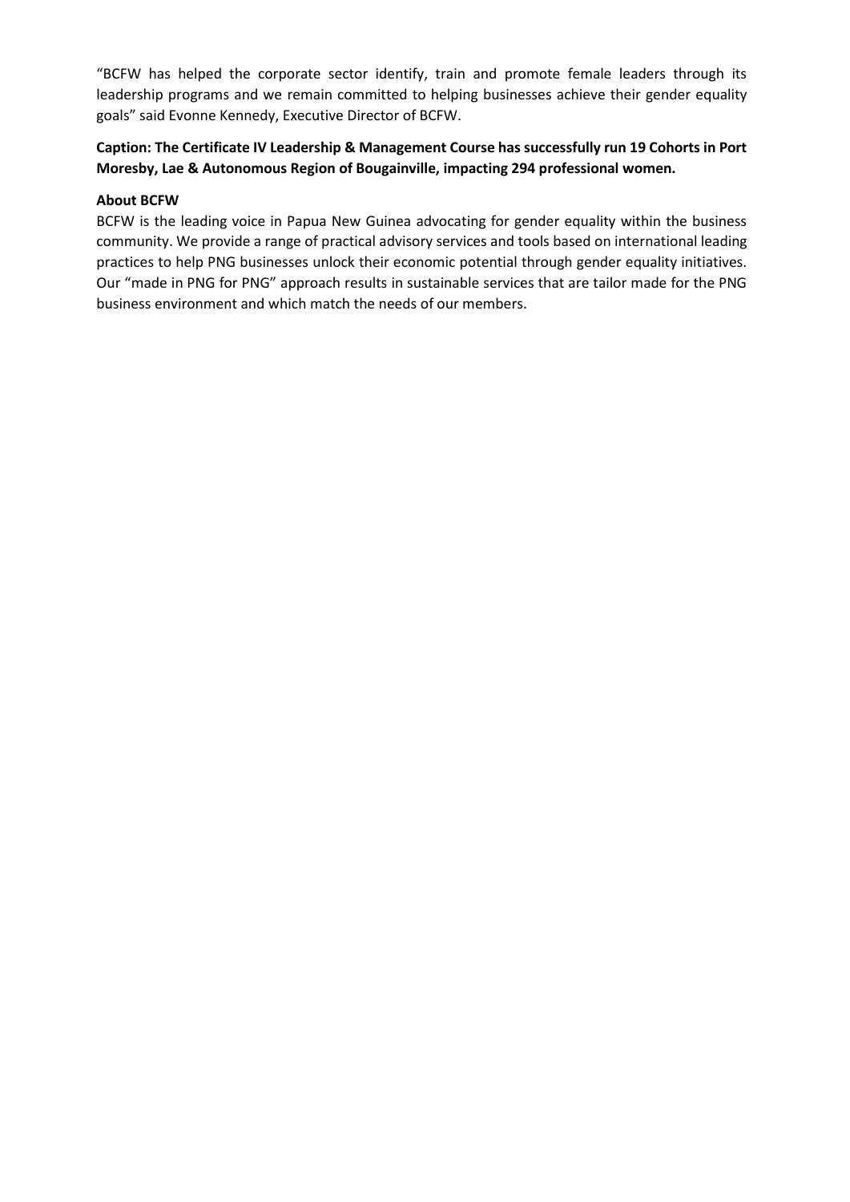"BCFW has helped the corporate sector identify, train and promote female leaders through its leadership programs and we remain committed to helping businesses achieve their gender equality goals" said Evonne Kennedy, Executive Director of BCFW.

**Caption: The Certificate IV Leadership & Management Course has successfully run 19 Cohorts in Port Moresby, Lae & Autonomous Region of Bougainville, impacting 294 professional women.**

**About BCFW**

BCFW is the leading voice in Papua New Guinea advocating for gender equality within the business community. We provide a range of practical advisory services and tools based on international leading practices to help PNG businesses unlock their economic potential through gender equality initiatives. Our "made in PNG for PNG" approach results in sustainable services that are tailor made for the PNG business environment and which match the needs of our members.